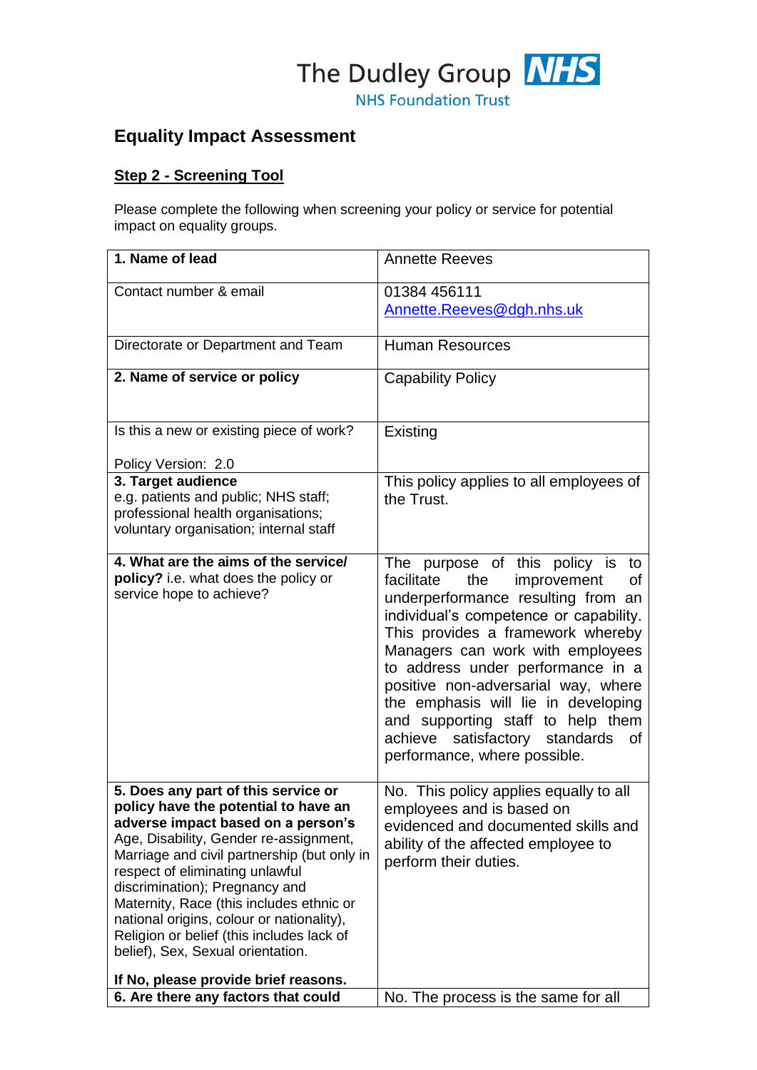The Dudley Group NHS

NHS Foundation Trust

# Equality Impact Assessment

## Step 2 - Screening Tool

Please complete the following when screening your policy or service for potential impact on equality groups.

| **1. Name of lead** | Annette Reeves |
|---|---|
| Contact number & email | 01384 456111<br>Annette.Reeves@dgh.nhs.uk |
| Directorate or Department and Team | Human Resources |
| **2. Name of service or policy** | Capability Policy |
| Is this a new or existing piece of work?<br><br>Policy Version: 2.0 | Existing |
| **3. Target audience**<br>e.g. patients and public; NHS staff; professional health organisations; voluntary organisation; internal staff | This policy applies to all employees of the Trust. |
| **4. What are the aims of the service/ policy?** i.e. what does the policy or service hope to achieve? | The purpose of this policy is to facilitate the improvement of underperformance resulting from an individual's competence or capability. This provides a framework whereby Managers can work with employees to address under performance in a positive non-adversarial way, where the emphasis will lie in developing and supporting staff to help them achieve satisfactory standards of performance, where possible. |
| **5. Does any part of this service or policy have the potential to have an adverse impact based on a person's** Age, Disability, Gender re-assignment, Marriage and civil partnership (but only in respect of eliminating unlawful discrimination); Pregnancy and Maternity, Race (this includes ethnic or national origins, colour or nationality), Religion or belief (this includes lack of belief), Sex, Sexual orientation.<br><br>**If No, please provide brief reasons.** | No. This policy applies equally to all employees and is based on evidenced and documented skills and ability of the affected employee to perform their duties. |
| **6. Are there any factors that could** | No. The process is the same for all |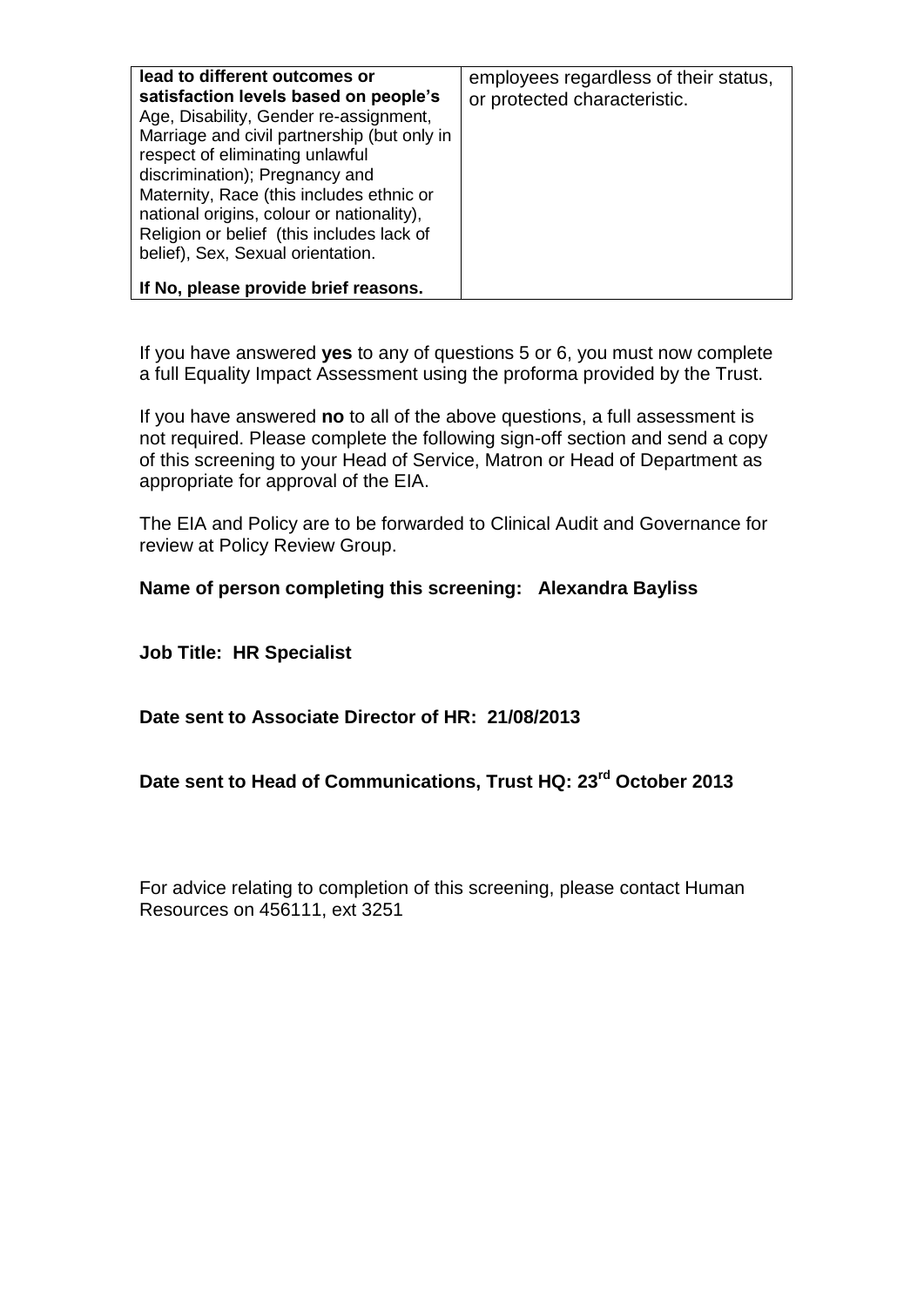| | |
|---|---|
| **lead to different outcomes or satisfaction levels based on people's** Age, Disability, Gender re-assignment, Marriage and civil partnership (but only in respect of eliminating unlawful discrimination); Pregnancy and Maternity, Race (this includes ethnic or national origins, colour or nationality), Religion or belief (this includes lack of belief), Sex, Sexual orientation.<br><br>**If No, please provide brief reasons.** | employees regardless of their status, or protected characteristic. |

If you have answered **yes** to any of questions 5 or 6, you must now complete a full Equality Impact Assessment using the proforma provided by the Trust.

If you have answered **no** to all of the above questions, a full assessment is not required. Please complete the following sign-off section and send a copy of this screening to your Head of Service, Matron or Head of Department as appropriate for approval of the EIA.

The EIA and Policy are to be forwarded to Clinical Audit and Governance for review at Policy Review Group.

**Name of person completing this screening: Alexandra Bayliss**

**Job Title: HR Specialist**

**Date sent to Associate Director of HR: 21/08/2013**

**Date sent to Head of Communications, Trust HQ: 23rd October 2013**

For advice relating to completion of this screening, please contact Human Resources on 456111, ext 3251